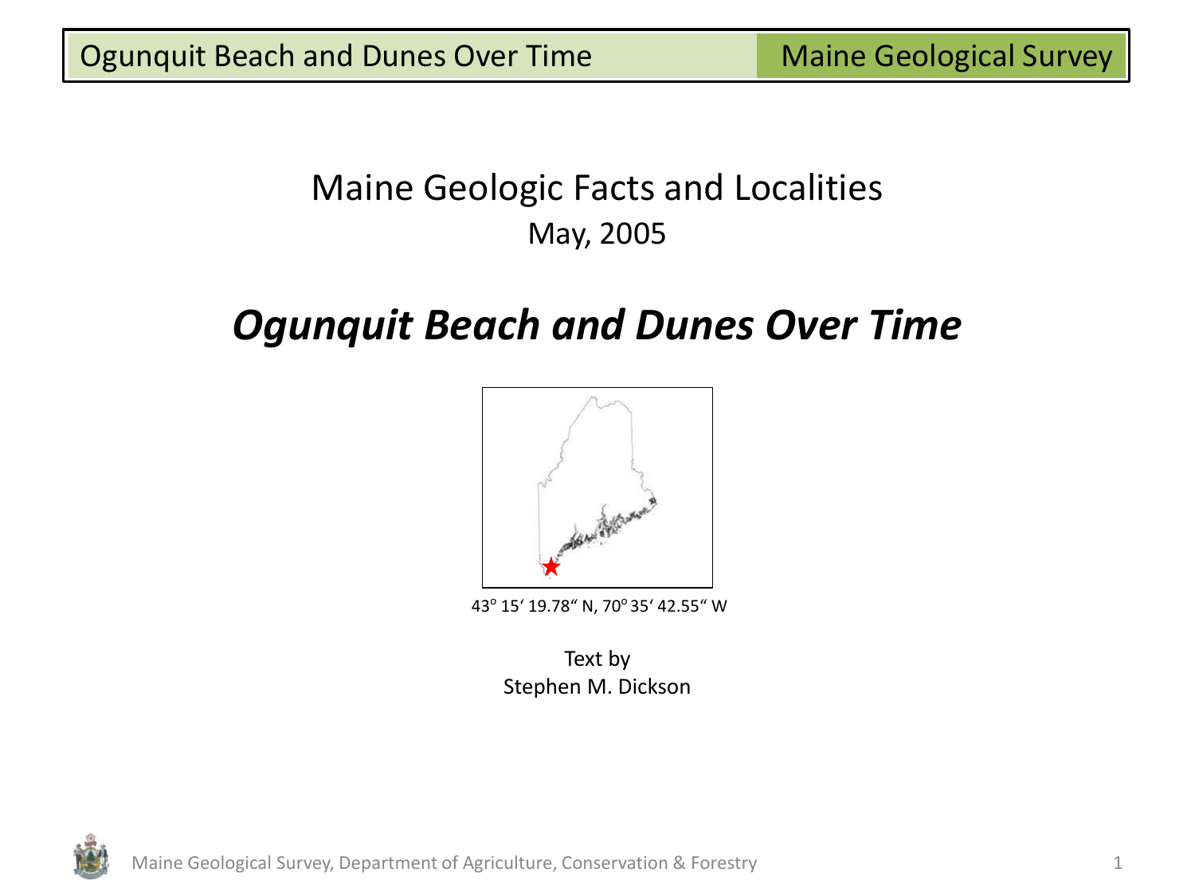Maine Geologic Facts and Localities

May, 2005

# *Ogunquit Beach and Dunes Over Time*

43° 15' 19.78" N, 70° 35' 42.55" W

Text by

Stephen M. Dickson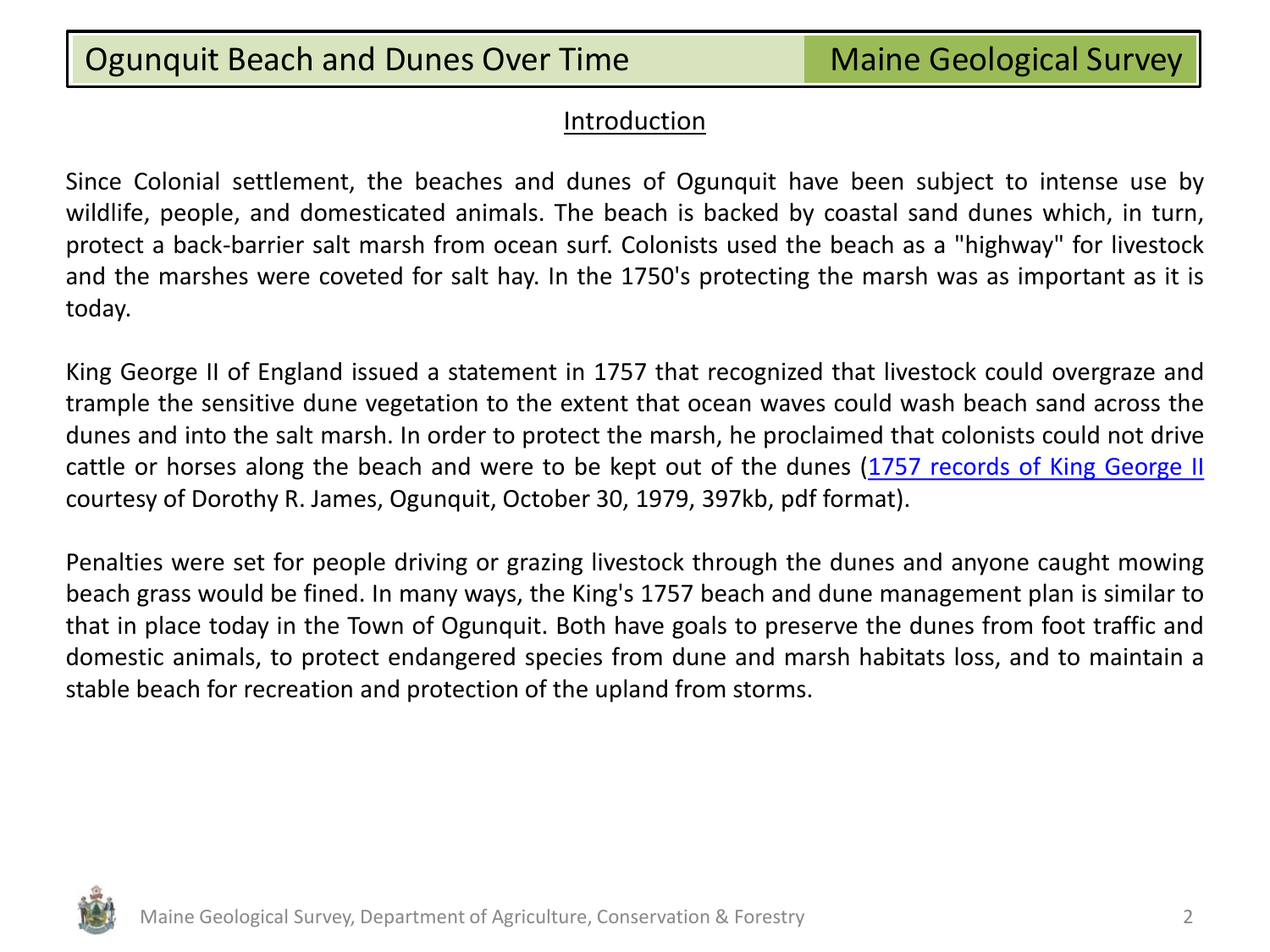## Introduction

Since Colonial settlement, the beaches and dunes of Ogunquit have been subject to intense use by wildlife, people, and domesticated animals. The beach is backed by coastal sand dunes which, in turn, protect a back-barrier salt marsh from ocean surf. Colonists used the beach as a "highway" for livestock and the marshes were coveted for salt hay. In the 1750's protecting the marsh was as important as it is today.

King George II of England issued a statement in 1757 that recognized that livestock could overgraze and trample the sensitive dune vegetation to the extent that ocean waves could wash beach sand across the dunes and into the salt marsh. In order to protect the marsh, he proclaimed that colonists could not drive cattle or horses along the beach and were to be kept out of the dunes (1757 records of King George II courtesy of Dorothy R. James, Ogunquit, October 30, 1979, 397kb, pdf format).

Penalties were set for people driving or grazing livestock through the dunes and anyone caught mowing beach grass would be fined. In many ways, the King's 1757 beach and dune management plan is similar to that in place today in the Town of Ogunquit. Both have goals to preserve the dunes from foot traffic and domestic animals, to protect endangered species from dune and marsh habitats loss, and to maintain a stable beach for recreation and protection of the upland from storms.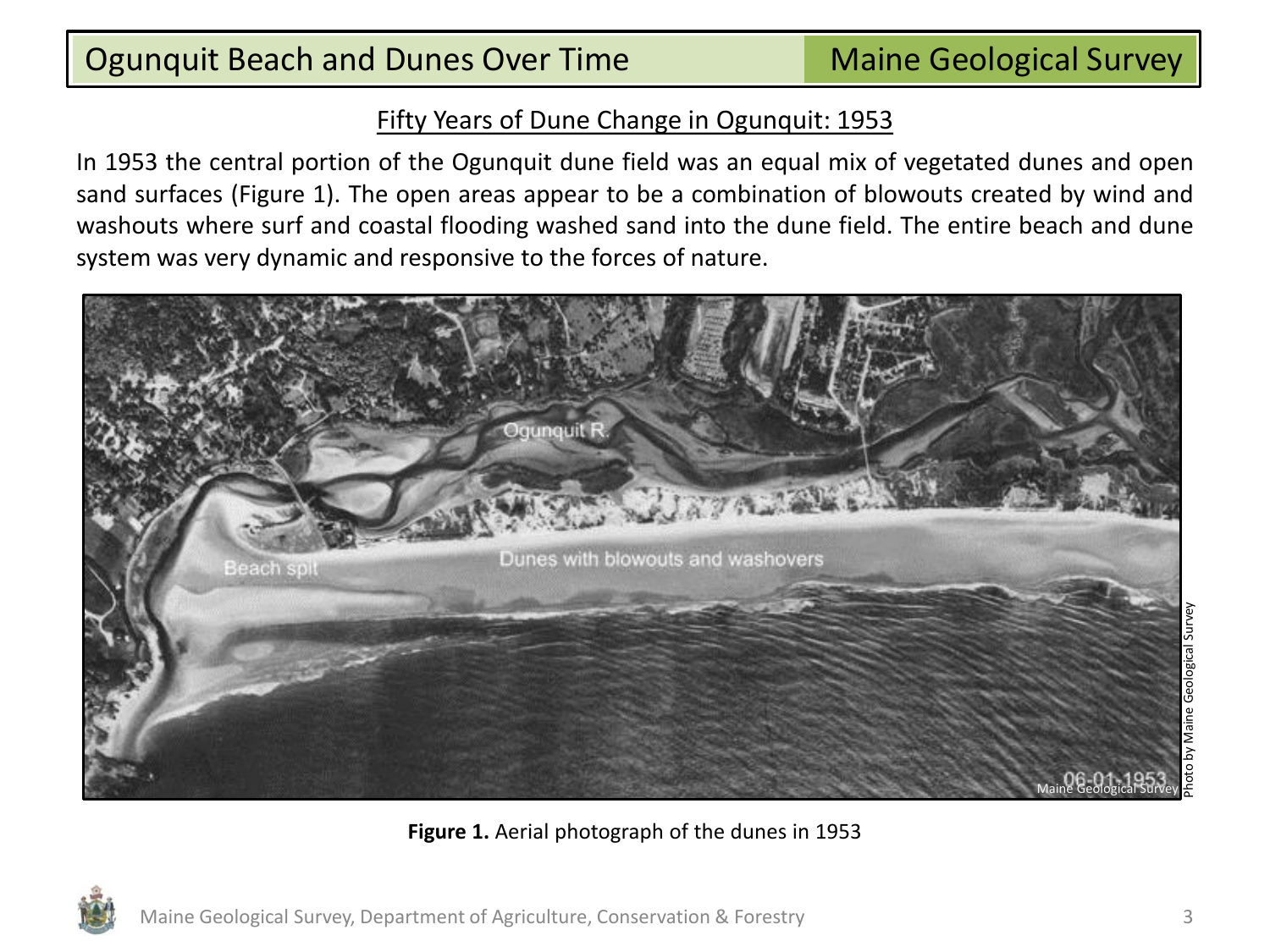## Fifty Years of Dune Change in Ogunquit: 1953

In 1953 the central portion of the Ogunquit dune field was an equal mix of vegetated dunes and open sand surfaces (Figure 1). The open areas appear to be a combination of blowouts created by wind and washouts where surf and coastal flooding washed sand into the dune field. The entire beach and dune system was very dynamic and responsive to the forces of nature.

**Figure 1.** Aerial photograph of the dunes in 1953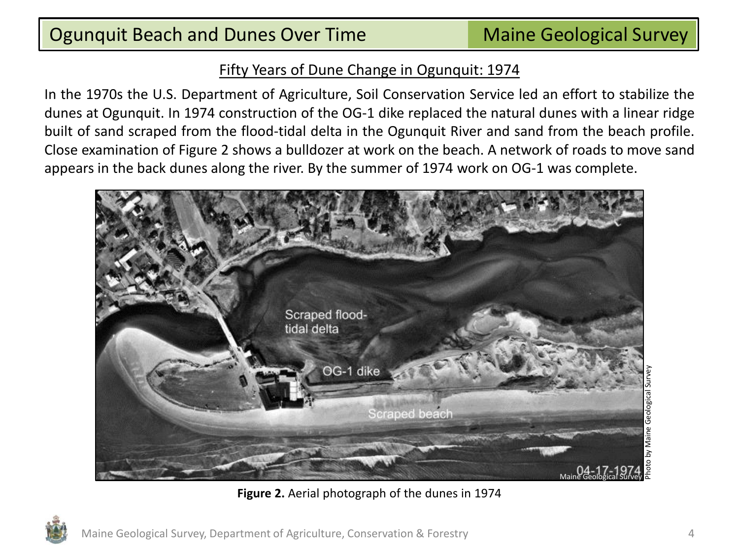## Fifty Years of Dune Change in Ogunquit: 1974

In the 1970s the U.S. Department of Agriculture, Soil Conservation Service led an effort to stabilize the dunes at Ogunquit. In 1974 construction of the OG-1 dike replaced the natural dunes with a linear ridge built of sand scraped from the flood-tidal delta in the Ogunquit River and sand from the beach profile. Close examination of Figure 2 shows a bulldozer at work on the beach. A network of roads to move sand appears in the back dunes along the river. By the summer of 1974 work on OG-1 was complete.

**Figure 2.** Aerial photograph of the dunes in 1974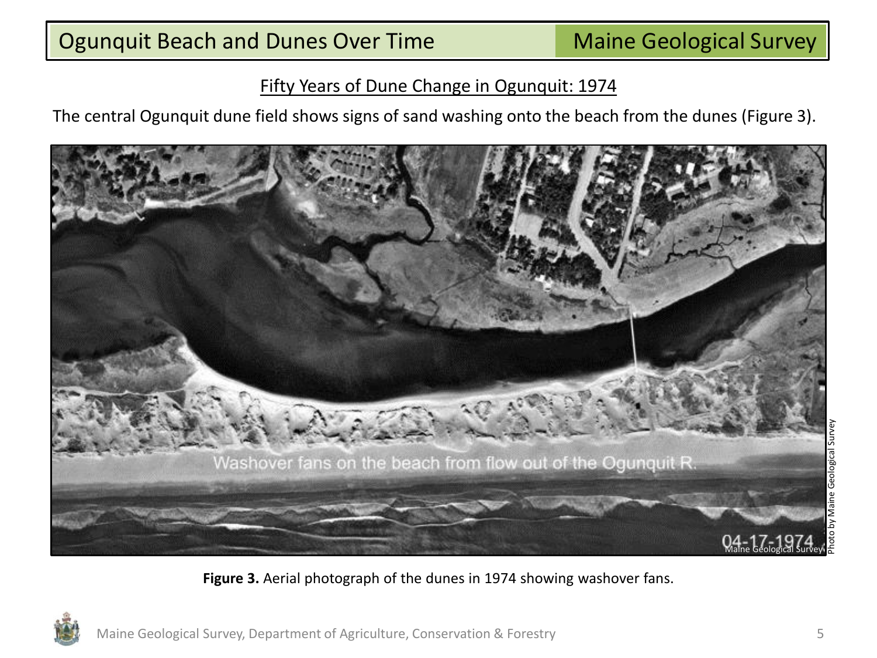# Fifty Years of Dune Change in Ogunquit: 1974

The central Ogunquit dune field shows signs of sand washing onto the beach from the dunes (Figure 3).

**Figure 3.** Aerial photograph of the dunes in 1974 showing washover fans.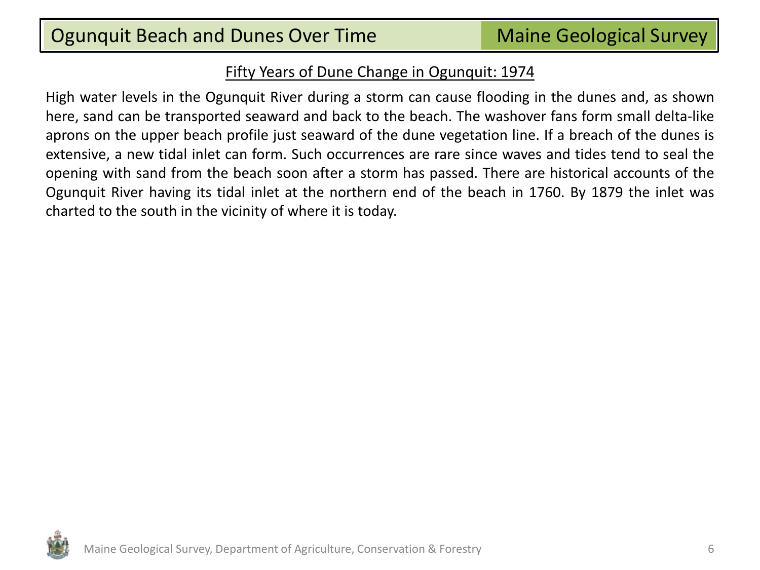## Fifty Years of Dune Change in Ogunquit: 1974

High water levels in the Ogunquit River during a storm can cause flooding in the dunes and, as shown here, sand can be transported seaward and back to the beach. The washover fans form small delta-like aprons on the upper beach profile just seaward of the dune vegetation line. If a breach of the dunes is extensive, a new tidal inlet can form. Such occurrences are rare since waves and tides tend to seal the opening with sand from the beach soon after a storm has passed. There are historical accounts of the Ogunquit River having its tidal inlet at the northern end of the beach in 1760. By 1879 the inlet was charted to the south in the vicinity of where it is today.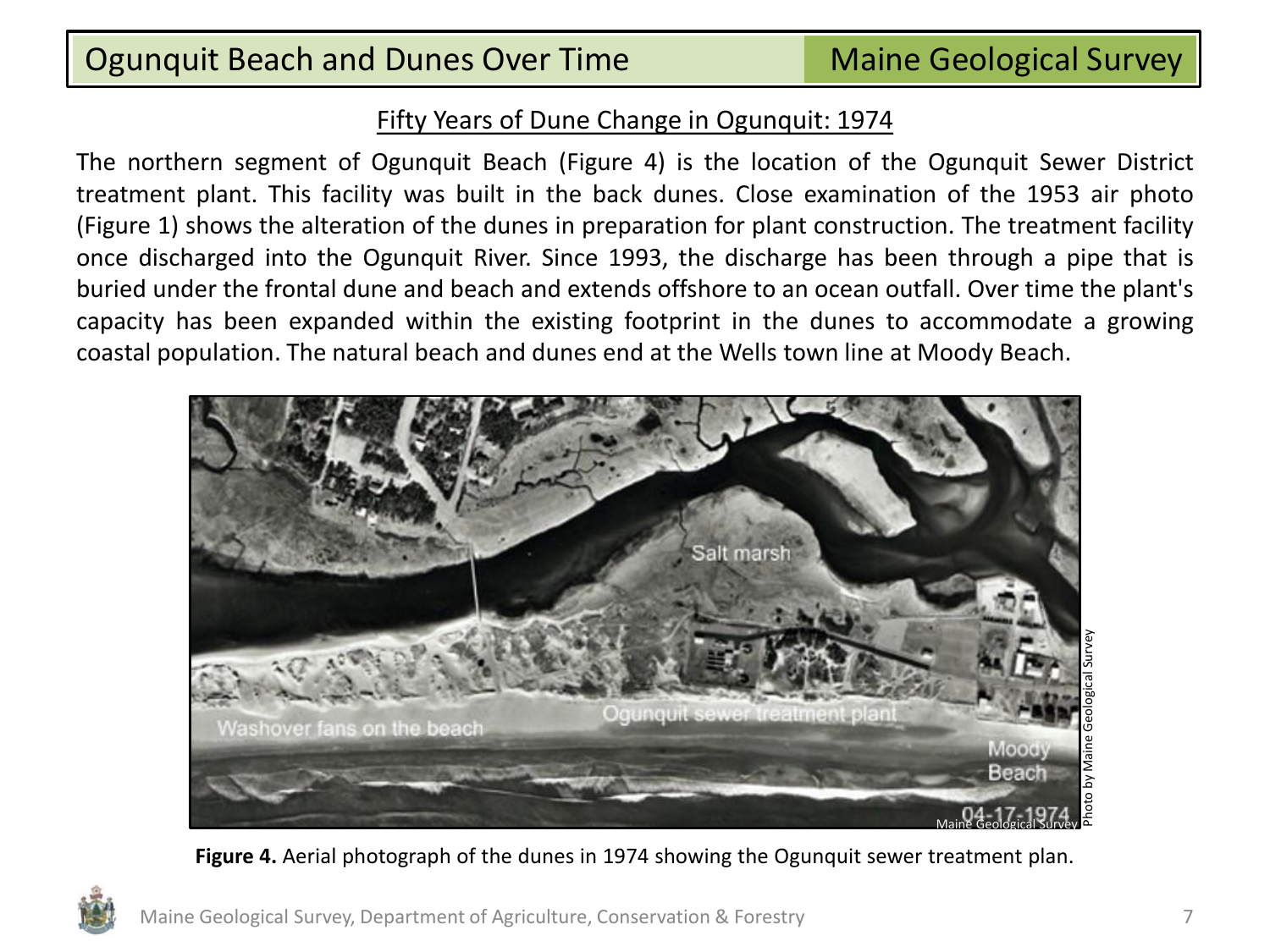## Fifty Years of Dune Change in Ogunquit: 1974

The northern segment of Ogunquit Beach (Figure 4) is the location of the Ogunquit Sewer District treatment plant. This facility was built in the back dunes. Close examination of the 1953 air photo (Figure 1) shows the alteration of the dunes in preparation for plant construction. The treatment facility once discharged into the Ogunquit River. Since 1993, the discharge has been through a pipe that is buried under the frontal dune and beach and extends offshore to an ocean outfall. Over time the plant's capacity has been expanded within the existing footprint in the dunes to accommodate a growing coastal population. The natural beach and dunes end at the Wells town line at Moody Beach.

**Figure 4.** Aerial photograph of the dunes in 1974 showing the Ogunquit sewer treatment plan.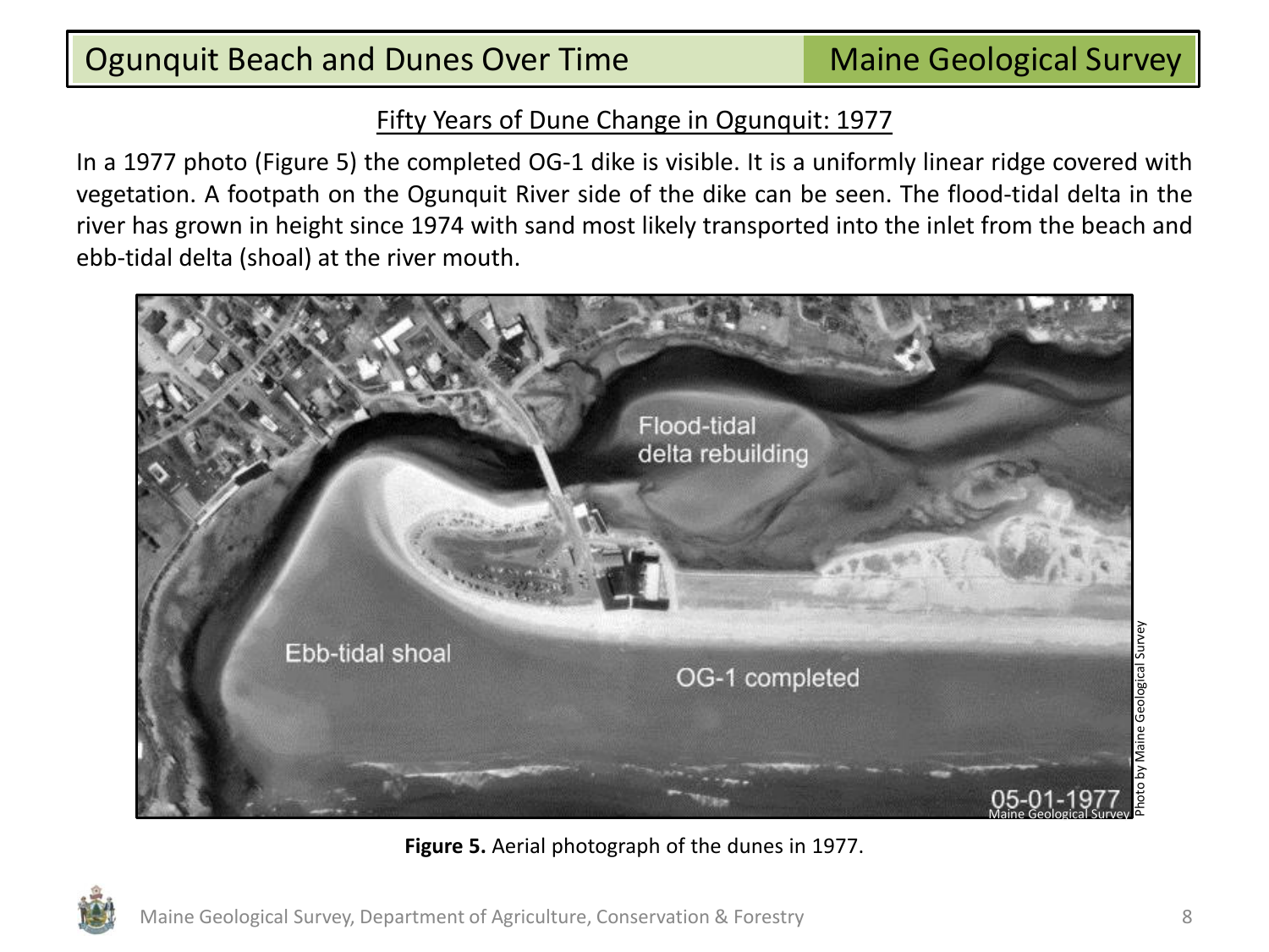## Fifty Years of Dune Change in Ogunquit: 1977

In a 1977 photo (Figure 5) the completed OG-1 dike is visible. It is a uniformly linear ridge covered with vegetation. A footpath on the Ogunquit River side of the dike can be seen. The flood-tidal delta in the river has grown in height since 1974 with sand most likely transported into the inlet from the beach and ebb-tidal delta (shoal) at the river mouth.

**Figure 5.** Aerial photograph of the dunes in 1977.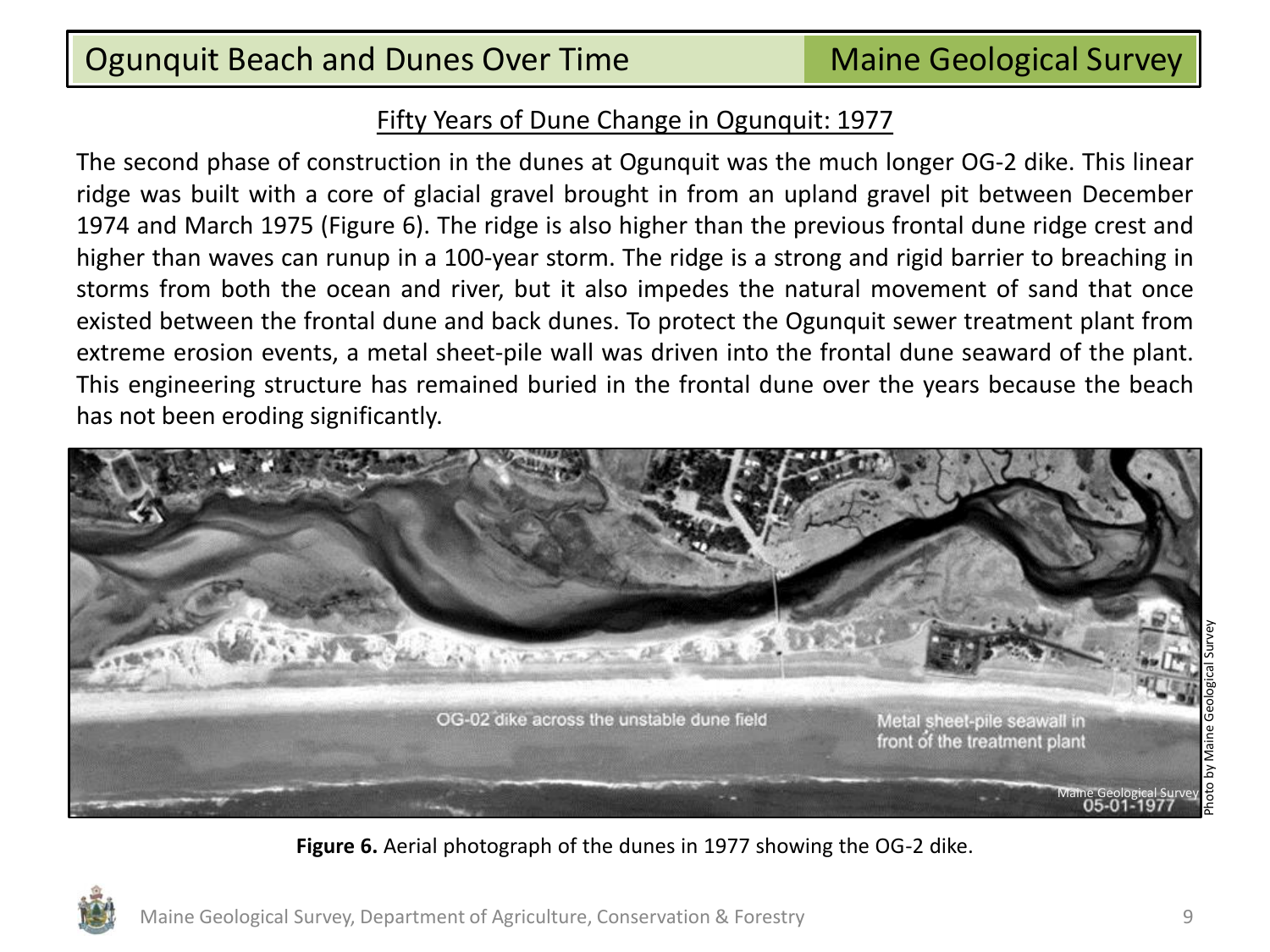## Fifty Years of Dune Change in Ogunquit: 1977

The second phase of construction in the dunes at Ogunquit was the much longer OG-2 dike. This linear ridge was built with a core of glacial gravel brought in from an upland gravel pit between December 1974 and March 1975 (Figure 6). The ridge is also higher than the previous frontal dune ridge crest and higher than waves can runup in a 100-year storm. The ridge is a strong and rigid barrier to breaching in storms from both the ocean and river, but it also impedes the natural movement of sand that once existed between the frontal dune and back dunes. To protect the Ogunquit sewer treatment plant from extreme erosion events, a metal sheet-pile wall was driven into the frontal dune seaward of the plant. This engineering structure has remained buried in the frontal dune over the years because the beach has not been eroding significantly.

**Figure 6.** Aerial photograph of the dunes in 1977 showing the OG-2 dike.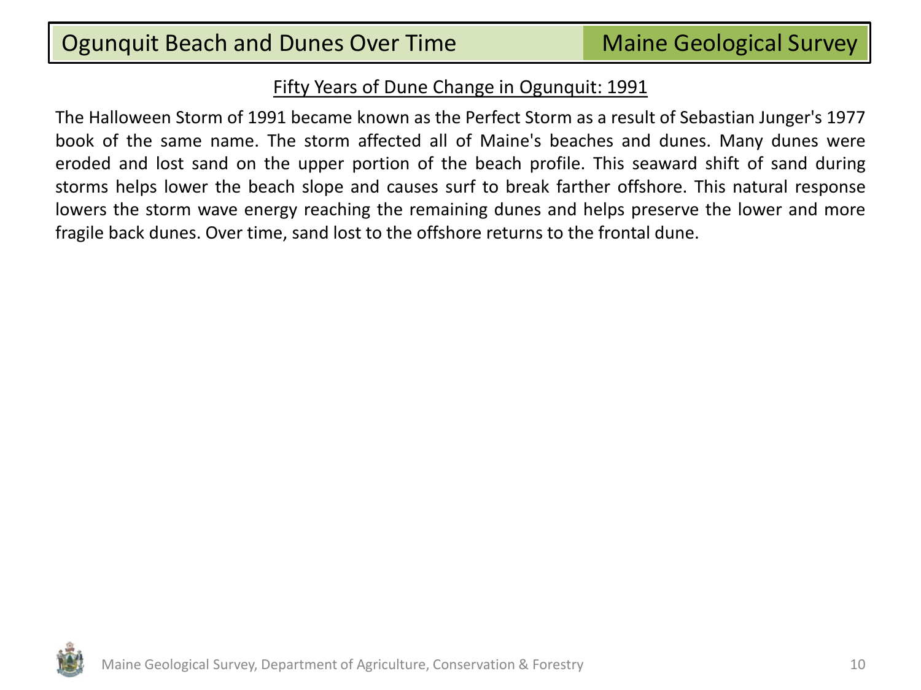## Fifty Years of Dune Change in Ogunquit: 1991

The Halloween Storm of 1991 became known as the Perfect Storm as a result of Sebastian Junger's 1977 book of the same name. The storm affected all of Maine's beaches and dunes. Many dunes were eroded and lost sand on the upper portion of the beach profile. This seaward shift of sand during storms helps lower the beach slope and causes surf to break farther offshore. This natural response lowers the storm wave energy reaching the remaining dunes and helps preserve the lower and more fragile back dunes. Over time, sand lost to the offshore returns to the frontal dune.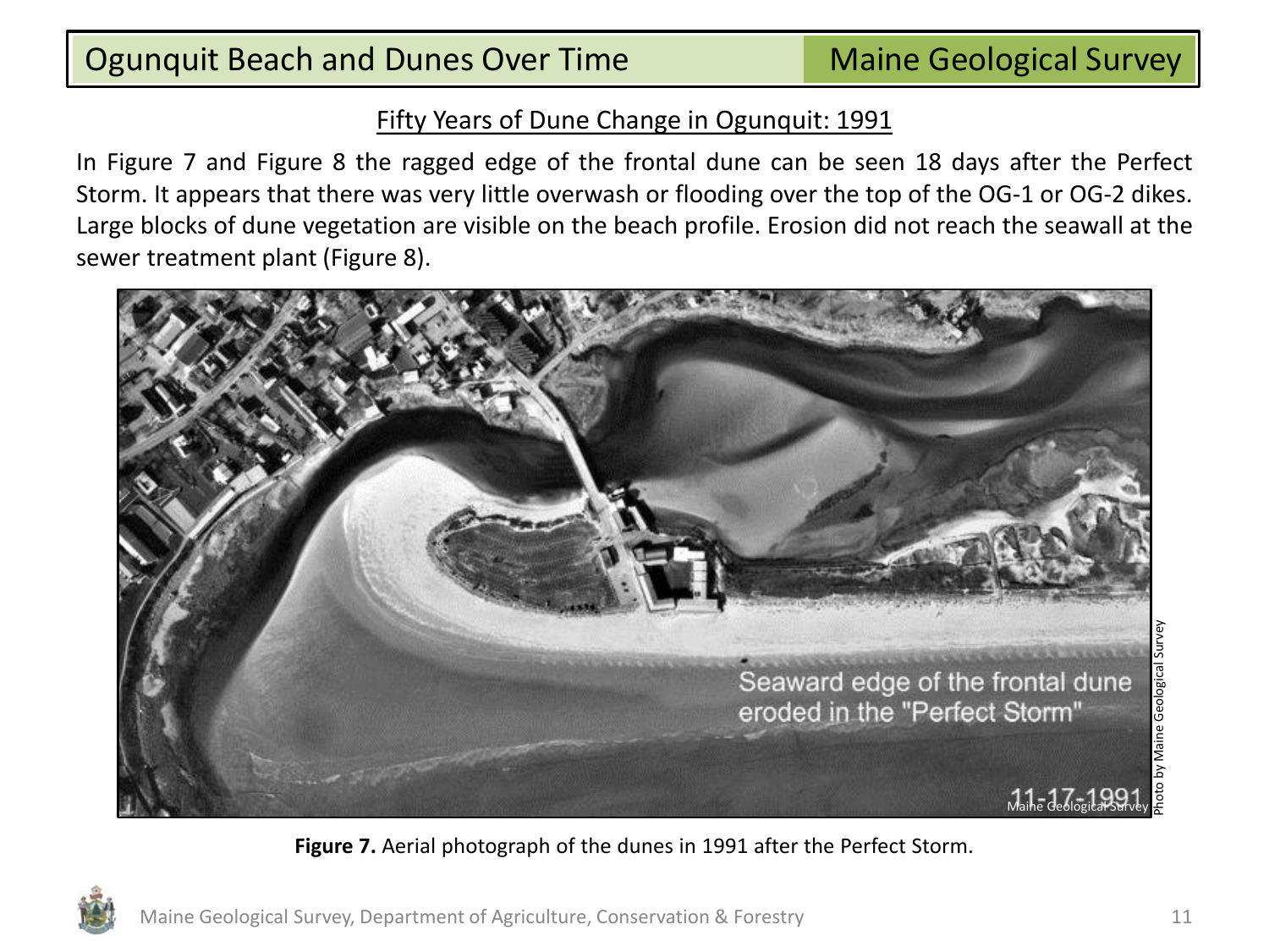## Fifty Years of Dune Change in Ogunquit: 1991

In Figure 7 and Figure 8 the ragged edge of the frontal dune can be seen 18 days after the Perfect Storm. It appears that there was very little overwash or flooding over the top of the OG-1 or OG-2 dikes. Large blocks of dune vegetation are visible on the beach profile. Erosion did not reach the seawall at the sewer treatment plant (Figure 8).

**Figure 7.** Aerial photograph of the dunes in 1991 after the Perfect Storm.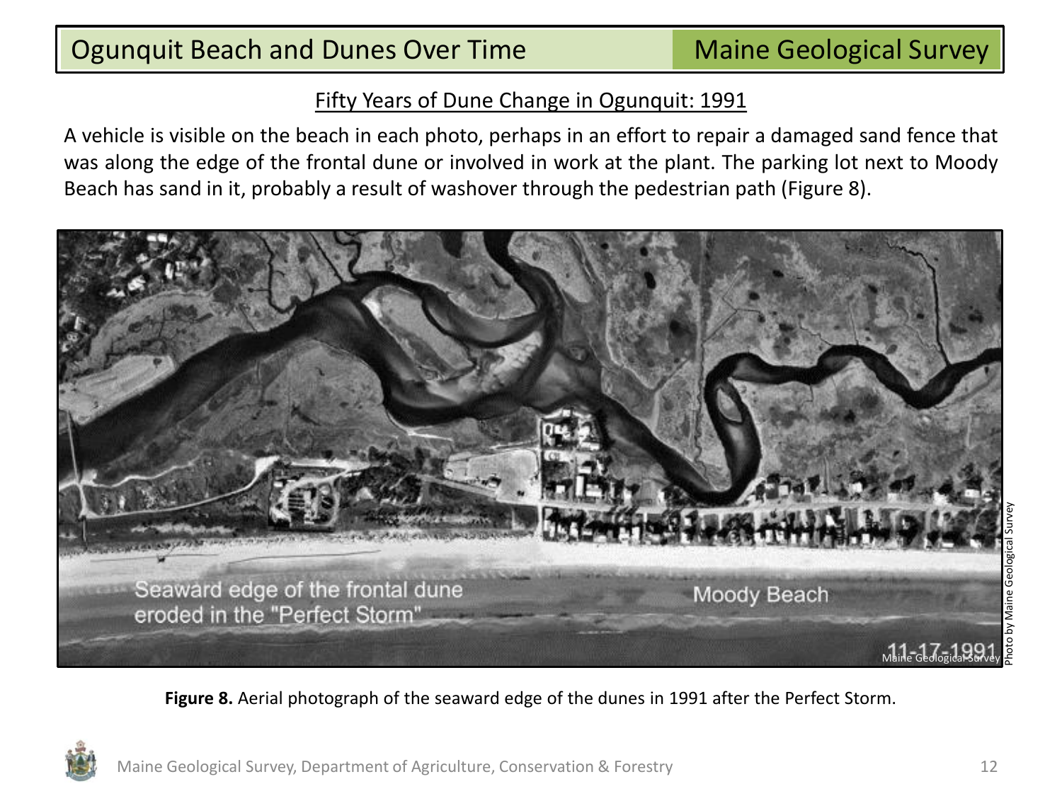## Fifty Years of Dune Change in Ogunquit: 1991

A vehicle is visible on the beach in each photo, perhaps in an effort to repair a damaged sand fence that was along the edge of the frontal dune or involved in work at the plant. The parking lot next to Moody Beach has sand in it, probably a result of washover through the pedestrian path (Figure 8).

**Figure 8.** Aerial photograph of the seaward edge of the dunes in 1991 after the Perfect Storm.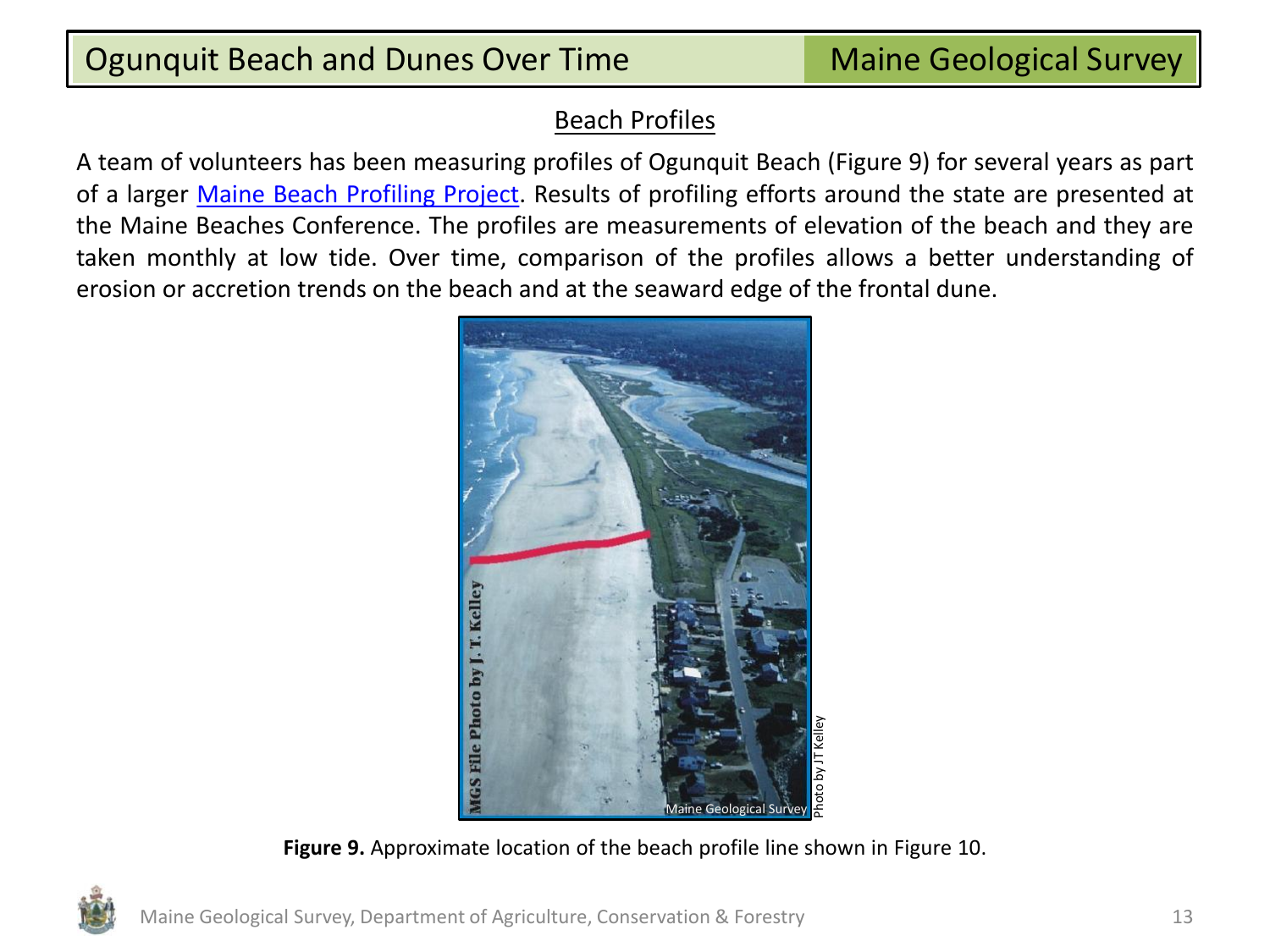## Beach Profiles

A team of volunteers has been measuring profiles of Ogunquit Beach (Figure 9) for several years as part of a larger [Maine Beach Profiling Project](). Results of profiling efforts around the state are presented at the Maine Beaches Conference. The profiles are measurements of elevation of the beach and they are taken monthly at low tide. Over time, comparison of the profiles allows a better understanding of erosion or accretion trends on the beach and at the seaward edge of the frontal dune.

**Figure 9.** Approximate location of the beach profile line shown in Figure 10.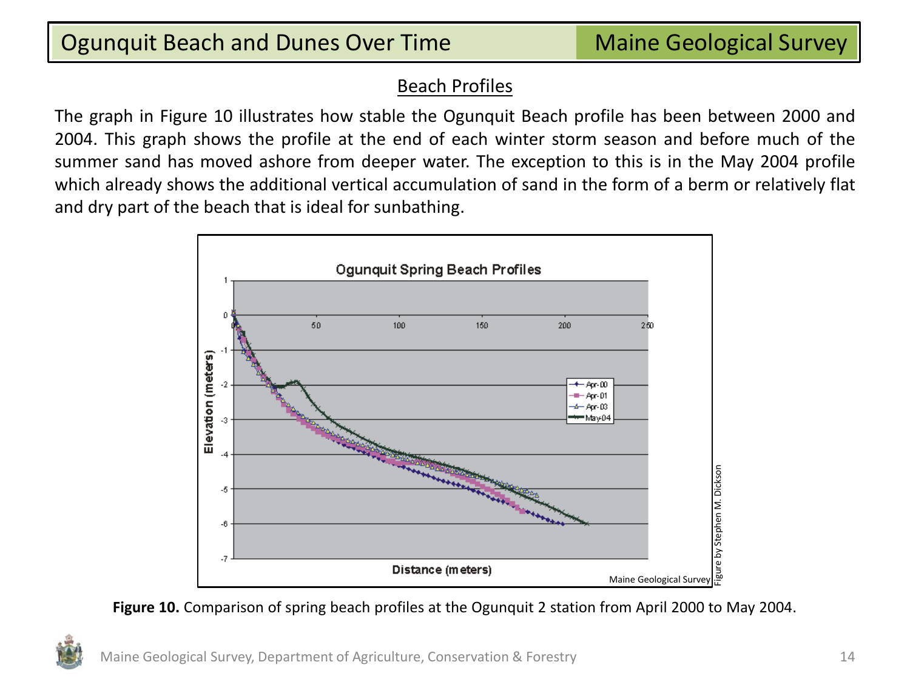## Beach Profiles

The graph in Figure 10 illustrates how stable the Ogunquit Beach profile has been between 2000 and 2004. This graph shows the profile at the end of each winter storm season and before much of the summer sand has moved ashore from deeper water. The exception to this is in the May 2004 profile which already shows the additional vertical accumulation of sand in the form of a berm or relatively flat and dry part of the beach that is ideal for sunbathing.

**Figure 10.** Comparison of spring beach profiles at the Ogunquit 2 station from April 2000 to May 2004.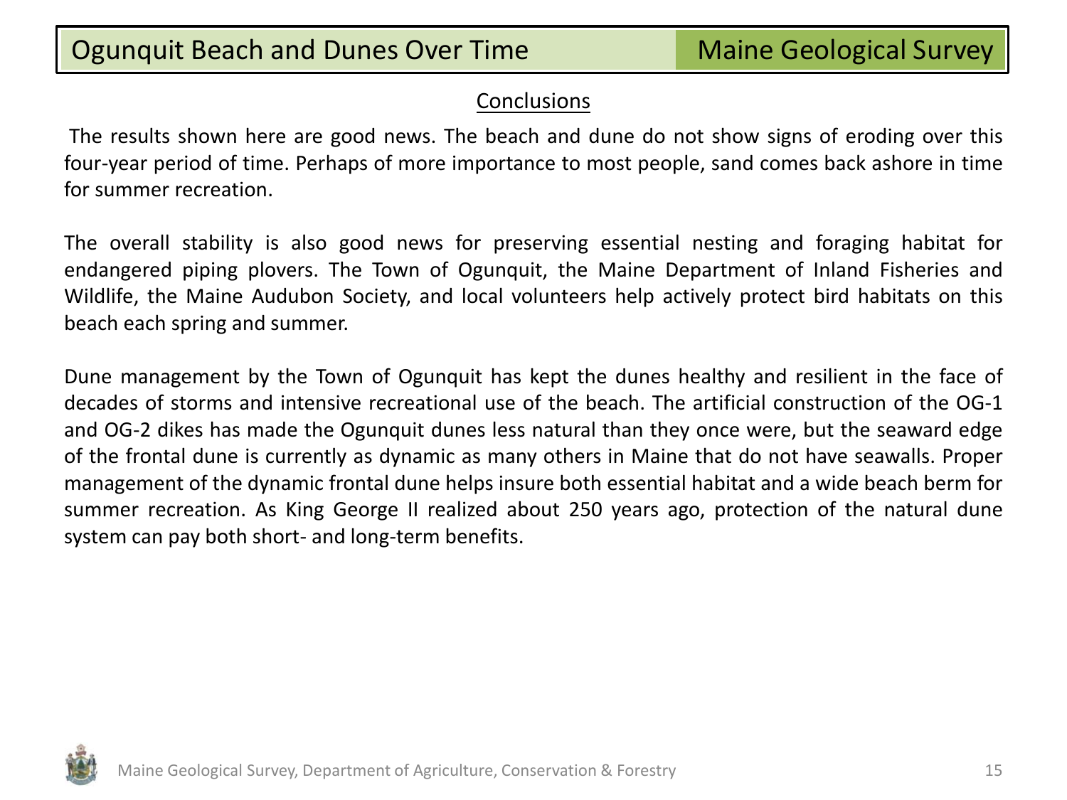## Conclusions

The results shown here are good news. The beach and dune do not show signs of eroding over this four-year period of time. Perhaps of more importance to most people, sand comes back ashore in time for summer recreation.

The overall stability is also good news for preserving essential nesting and foraging habitat for endangered piping plovers. The Town of Ogunquit, the Maine Department of Inland Fisheries and Wildlife, the Maine Audubon Society, and local volunteers help actively protect bird habitats on this beach each spring and summer.

Dune management by the Town of Ogunquit has kept the dunes healthy and resilient in the face of decades of storms and intensive recreational use of the beach. The artificial construction of the OG-1 and OG-2 dikes has made the Ogunquit dunes less natural than they once were, but the seaward edge of the frontal dune is currently as dynamic as many others in Maine that do not have seawalls. Proper management of the dynamic frontal dune helps insure both essential habitat and a wide beach berm for summer recreation. As King George II realized about 250 years ago, protection of the natural dune system can pay both short- and long-term benefits.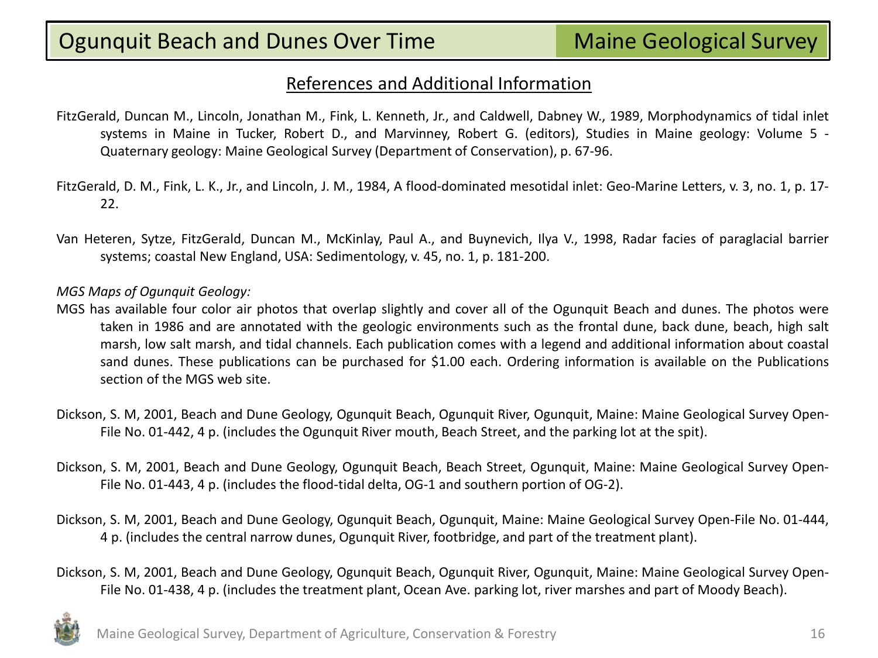## References and Additional Information

FitzGerald, Duncan M., Lincoln, Jonathan M., Fink, L. Kenneth, Jr., and Caldwell, Dabney W., 1989, Morphodynamics of tidal inlet systems in Maine in Tucker, Robert D., and Marvinney, Robert G. (editors), Studies in Maine geology: Volume 5 - Quaternary geology: Maine Geological Survey (Department of Conservation), p. 67-96.

FitzGerald, D. M., Fink, L. K., Jr., and Lincoln, J. M., 1984, A flood-dominated mesotidal inlet: Geo-Marine Letters, v. 3, no. 1, p. 17-22.

Van Heteren, Sytze, FitzGerald, Duncan M., McKinlay, Paul A., and Buynevich, Ilya V., 1998, Radar facies of paraglacial barrier systems; coastal New England, USA: Sedimentology, v. 45, no. 1, p. 181-200.

*MGS Maps of Ogunquit Geology:*

MGS has available four color air photos that overlap slightly and cover all of the Ogunquit Beach and dunes. The photos were taken in 1986 and are annotated with the geologic environments such as the frontal dune, back dune, beach, high salt marsh, low salt marsh, and tidal channels. Each publication comes with a legend and additional information about coastal sand dunes. These publications can be purchased for $1.00 each. Ordering information is available on the Publications section of the MGS web site.

Dickson, S. M, 2001, Beach and Dune Geology, Ogunquit Beach, Ogunquit River, Ogunquit, Maine: Maine Geological Survey Open-File No. 01-442, 4 p. (includes the Ogunquit River mouth, Beach Street, and the parking lot at the spit).

Dickson, S. M, 2001, Beach and Dune Geology, Ogunquit Beach, Beach Street, Ogunquit, Maine: Maine Geological Survey Open-File No. 01-443, 4 p. (includes the flood-tidal delta, OG-1 and southern portion of OG-2).

Dickson, S. M, 2001, Beach and Dune Geology, Ogunquit Beach, Ogunquit, Maine: Maine Geological Survey Open-File No. 01-444, 4 p. (includes the central narrow dunes, Ogunquit River, footbridge, and part of the treatment plant).

Dickson, S. M, 2001, Beach and Dune Geology, Ogunquit Beach, Ogunquit River, Ogunquit, Maine: Maine Geological Survey Open-File No. 01-438, 4 p. (includes the treatment plant, Ocean Ave. parking lot, river marshes and part of Moody Beach).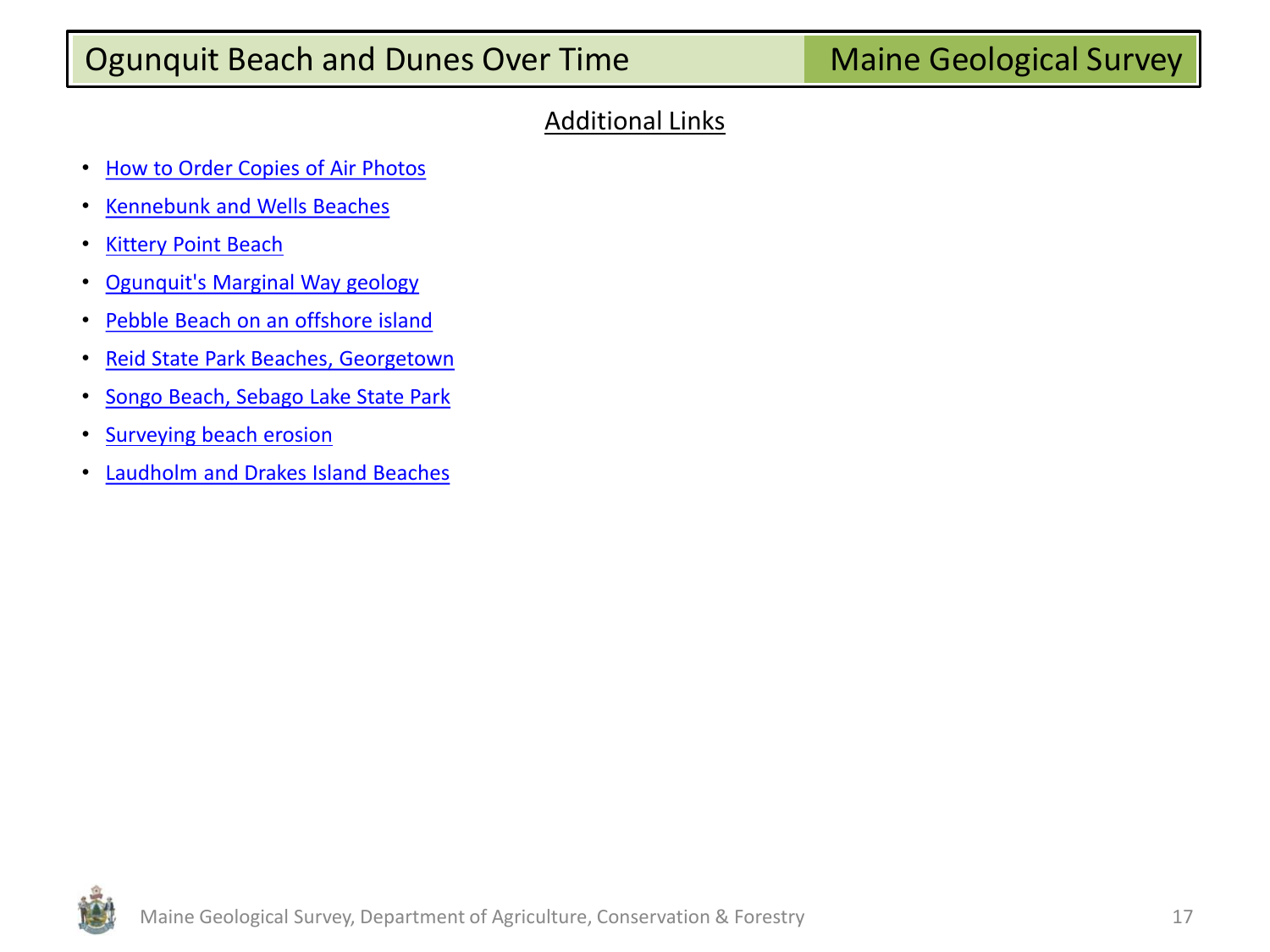## Additional Links

- How to Order Copies of Air Photos
- Kennebunk and Wells Beaches
- Kittery Point Beach
- Ogunquit's Marginal Way geology
- Pebble Beach on an offshore island
- Reid State Park Beaches, Georgetown
- Songo Beach, Sebago Lake State Park
- Surveying beach erosion
- Laudholm and Drakes Island Beaches